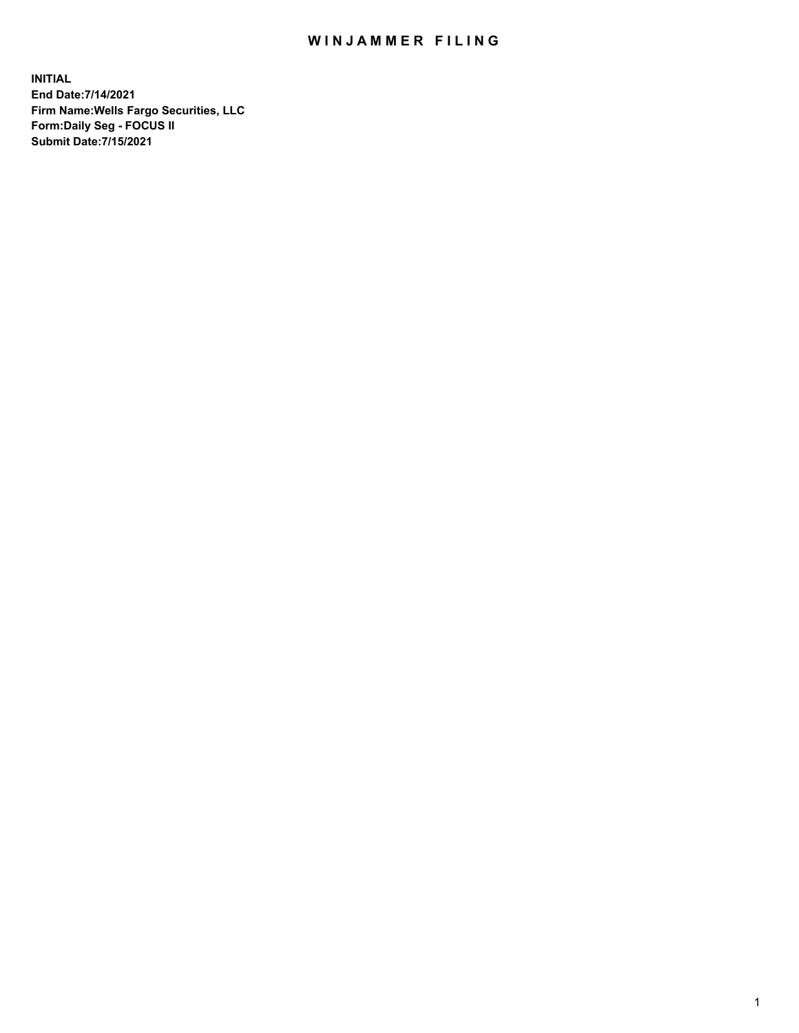# WINJAMMER FILING

**INITIAL**
**End Date:7/14/2021**
**Firm Name:Wells Fargo Securities, LLC**
**Form:Daily Seg - FOCUS II**
**Submit Date:7/15/2021**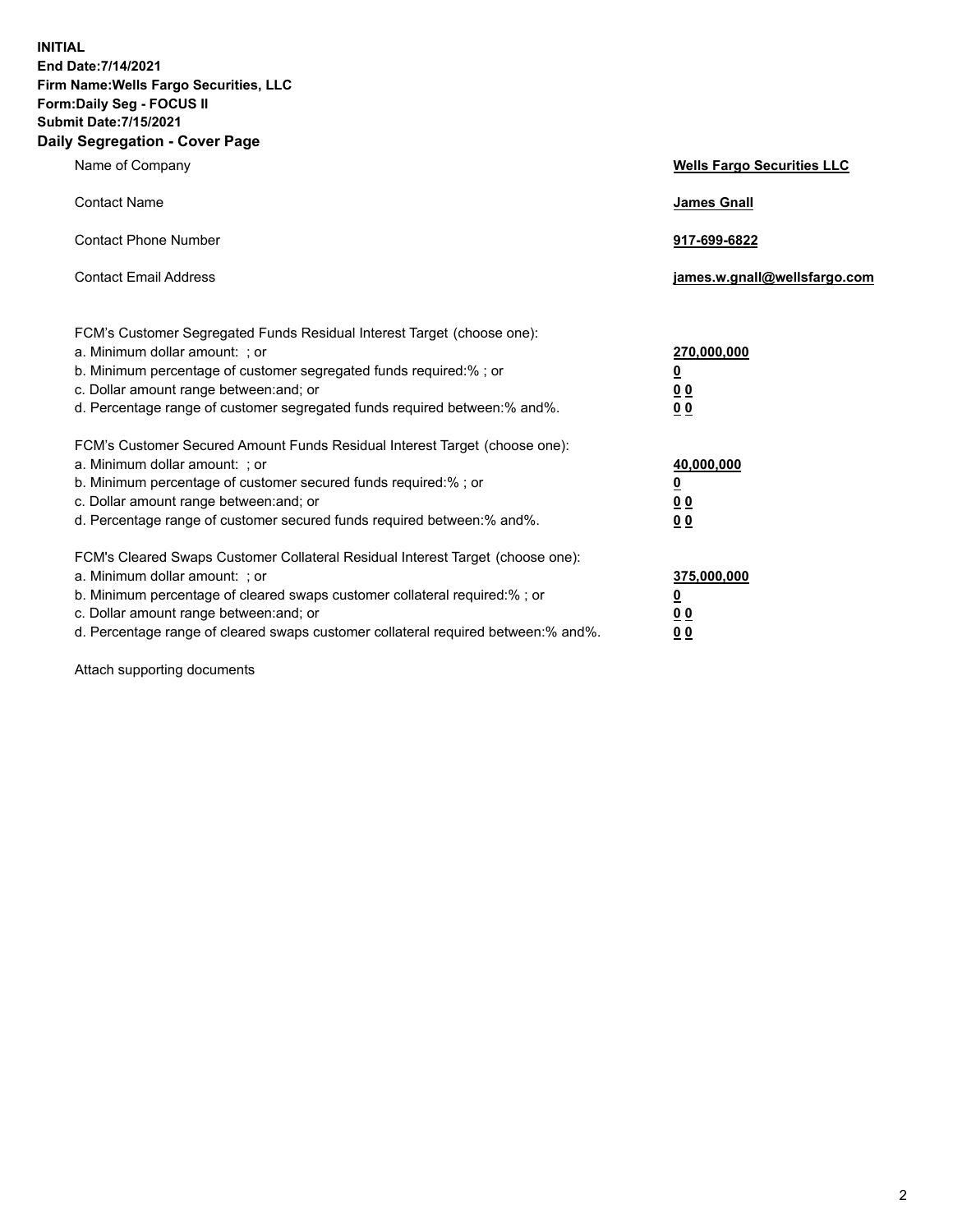**INITIAL**
**End Date:7/14/2021**
**Firm Name:Wells Fargo Securities, LLC**
**Form:Daily Seg - FOCUS II**
**Submit Date:7/15/2021**

## Daily Segregation - Cover Page

| | |
|---|---|
| Name of Company | **Wells Fargo Securities LLC** |
| Contact Name | **James Gnall** |
| Contact Phone Number | **917-699-6822** |
| Contact Email Address | **james.w.gnall@wellsfargo.com** |

| | |
|---|---|
| FCM's Customer Segregated Funds Residual Interest Target (choose one): | |
| a. Minimum dollar amount: ; or | **270,000,000** |
| b. Minimum percentage of customer segregated funds required:% ; or | **0** |
| c. Dollar amount range between:and; or | **0 0** |
| d. Percentage range of customer segregated funds required between:% and%. | **0 0** |

| | |
|---|---|
| FCM's Customer Secured Amount Funds Residual Interest Target (choose one): | |
| a. Minimum dollar amount: ; or | **40,000,000** |
| b. Minimum percentage of customer secured funds required:% ; or | **0** |
| c. Dollar amount range between:and; or | **0 0** |
| d. Percentage range of customer secured funds required between:% and%. | **0 0** |

| | |
|---|---|
| FCM's Cleared Swaps Customer Collateral Residual Interest Target (choose one): | |
| a. Minimum dollar amount: ; or | **375,000,000** |
| b. Minimum percentage of cleared swaps customer collateral required:% ; or | **0** |
| c. Dollar amount range between:and; or | **0 0** |
| d. Percentage range of cleared swaps customer collateral required between:% and%. | **0 0** |

Attach supporting documents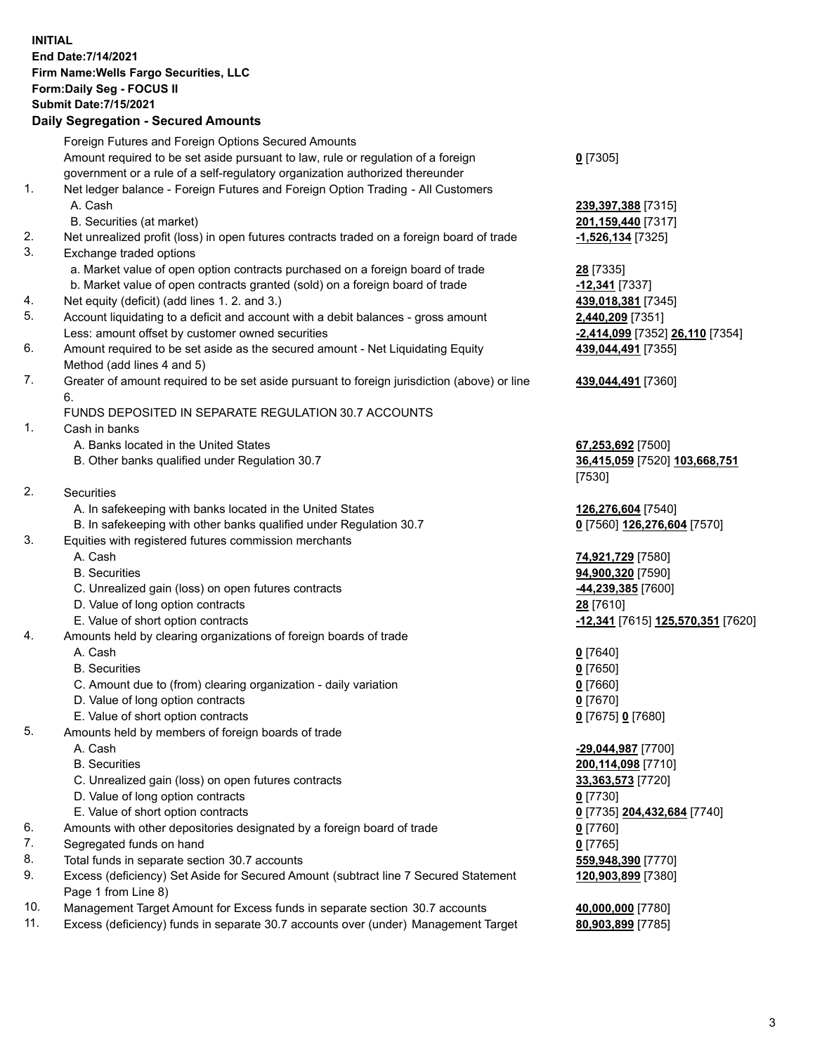**INITIAL**
**End Date:7/14/2021**
**Firm Name:Wells Fargo Securities, LLC**
**Form:Daily Seg - FOCUS II**
**Submit Date:7/15/2021**

## Daily Segregation - Secured Amounts

| | | |
|---|---|---|
| | Foreign Futures and Foreign Options Secured Amounts | |
| | Amount required to be set aside pursuant to law, rule or regulation of a foreign government or a rule of a self-regulatory organization authorized thereunder | **0** [7305] |
| 1. | Net ledger balance - Foreign Futures and Foreign Option Trading - All Customers | |
| | A. Cash | **239,397,388** [7315] |
| | B. Securities (at market) | **201,159,440** [7317] |
| 2. | Net unrealized profit (loss) in open futures contracts traded on a foreign board of trade | **-1,526,134** [7325] |
| 3. | Exchange traded options | |
| | a. Market value of open option contracts purchased on a foreign board of trade | **28** [7335] |
| | b. Market value of open contracts granted (sold) on a foreign board of trade | **-12,341** [7337] |
| 4. | Net equity (deficit) (add lines 1. 2. and 3.) | **439,018,381** [7345] |
| 5. | Account liquidating to a deficit and account with a debit balances - gross amount | **2,440,209** [7351] |
| | Less: amount offset by customer owned securities | **-2,414,099** [7352] **26,110** [7354] |
| 6. | Amount required to be set aside as the secured amount - Net Liquidating Equity Method (add lines 4 and 5) | **439,044,491** [7355] |
| 7. | Greater of amount required to be set aside pursuant to foreign jurisdiction (above) or line 6. | **439,044,491** [7360] |
| | FUNDS DEPOSITED IN SEPARATE REGULATION 30.7 ACCOUNTS | |
| 1. | Cash in banks | |
| | A. Banks located in the United States | **67,253,692** [7500] |
| | B. Other banks qualified under Regulation 30.7 | **36,415,059** [7520] **103,668,751** [7530] |
| 2. | Securities | |
| | A. In safekeeping with banks located in the United States | **126,276,604** [7540] |
| | B. In safekeeping with other banks qualified under Regulation 30.7 | **0** [7560] **126,276,604** [7570] |
| 3. | Equities with registered futures commission merchants | |
| | A. Cash | **74,921,729** [7580] |
| | B. Securities | **94,900,320** [7590] |
| | C. Unrealized gain (loss) on open futures contracts | **-44,239,385** [7600] |
| | D. Value of long option contracts | **28** [7610] |
| | E. Value of short option contracts | **-12,341** [7615] **125,570,351** [7620] |
| 4. | Amounts held by clearing organizations of foreign boards of trade | |
| | A. Cash | **0** [7640] |
| | B. Securities | **0** [7650] |
| | C. Amount due to (from) clearing organization - daily variation | **0** [7660] |
| | D. Value of long option contracts | **0** [7670] |
| | E. Value of short option contracts | **0** [7675] **0** [7680] |
| 5. | Amounts held by members of foreign boards of trade | |
| | A. Cash | **-29,044,987** [7700] |
| | B. Securities | **200,114,098** [7710] |
| | C. Unrealized gain (loss) on open futures contracts | **33,363,573** [7720] |
| | D. Value of long option contracts | **0** [7730] |
| | E. Value of short option contracts | **0** [7735] **204,432,684** [7740] |
| 6. | Amounts with other depositories designated by a foreign board of trade | **0** [7760] |
| 7. | Segregated funds on hand | **0** [7765] |
| 8. | Total funds in separate section 30.7 accounts | **559,948,390** [7770] |
| 9. | Excess (deficiency) Set Aside for Secured Amount (subtract line 7 Secured Statement Page 1 from Line 8) | **120,903,899** [7380] |
| 10. | Management Target Amount for Excess funds in separate section 30.7 accounts | **40,000,000** [7780] |
| 11. | Excess (deficiency) funds in separate 30.7 accounts over (under) Management Target | **80,903,899** [7785] |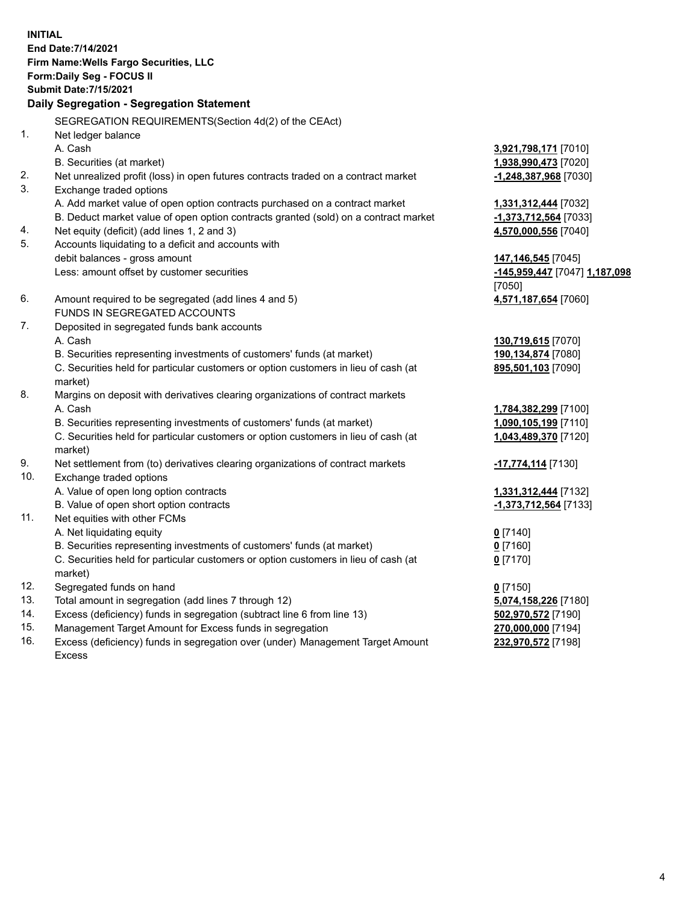**INITIAL**
**End Date:7/14/2021**
**Firm Name:Wells Fargo Securities, LLC**
**Form:Daily Seg - FOCUS II**
**Submit Date:7/15/2021**

**Daily Segregation - Segregation Statement**

| | | |
|---|---|---|
| | SEGREGATION REQUIREMENTS(Section 4d(2) of the CEAct) | |
| 1. | Net ledger balance | |
| | A. Cash | **3,921,798,171** [7010] |
| | B. Securities (at market) | **1,938,990,473** [7020] |
| 2. | Net unrealized profit (loss) in open futures contracts traded on a contract market | **-1,248,387,968** [7030] |
| 3. | Exchange traded options | |
| | A. Add market value of open option contracts purchased on a contract market | **1,331,312,444** [7032] |
| | B. Deduct market value of open option contracts granted (sold) on a contract market | **-1,373,712,564** [7033] |
| 4. | Net equity (deficit) (add lines 1, 2 and 3) | **4,570,000,556** [7040] |
| 5. | Accounts liquidating to a deficit and accounts with debit balances - gross amount | **147,146,545** [7045] |
| | Less: amount offset by customer securities | **-145,959,447** [7047] **1,187,098** [7050] |
| 6. | Amount required to be segregated (add lines 4 and 5) | **4,571,187,654** [7060] |
| | FUNDS IN SEGREGATED ACCOUNTS | |
| 7. | Deposited in segregated funds bank accounts | |
| | A. Cash | **130,719,615** [7070] |
| | B. Securities representing investments of customers' funds (at market) | **190,134,874** [7080] |
| | C. Securities held for particular customers or option customers in lieu of cash (at market) | **895,501,103** [7090] |
| 8. | Margins on deposit with derivatives clearing organizations of contract markets | |
| | A. Cash | **1,784,382,299** [7100] |
| | B. Securities representing investments of customers' funds (at market) | **1,090,105,199** [7110] |
| | C. Securities held for particular customers or option customers in lieu of cash (at market) | **1,043,489,370** [7120] |
| 9. | Net settlement from (to) derivatives clearing organizations of contract markets | **-17,774,114** [7130] |
| 10. | Exchange traded options | |
| | A. Value of open long option contracts | **1,331,312,444** [7132] |
| | B. Value of open short option contracts | **-1,373,712,564** [7133] |
| 11. | Net equities with other FCMs | |
| | A. Net liquidating equity | **0** [7140] |
| | B. Securities representing investments of customers' funds (at market) | **0** [7160] |
| | C. Securities held for particular customers or option customers in lieu of cash (at market) | **0** [7170] |
| 12. | Segregated funds on hand | **0** [7150] |
| 13. | Total amount in segregation (add lines 7 through 12) | **5,074,158,226** [7180] |
| 14. | Excess (deficiency) funds in segregation (subtract line 6 from line 13) | **502,970,572** [7190] |
| 15. | Management Target Amount for Excess funds in segregation | **270,000,000** [7194] |
| 16. | Excess (deficiency) funds in segregation over (under) Management Target Amount Excess | **232,970,572** [7198] |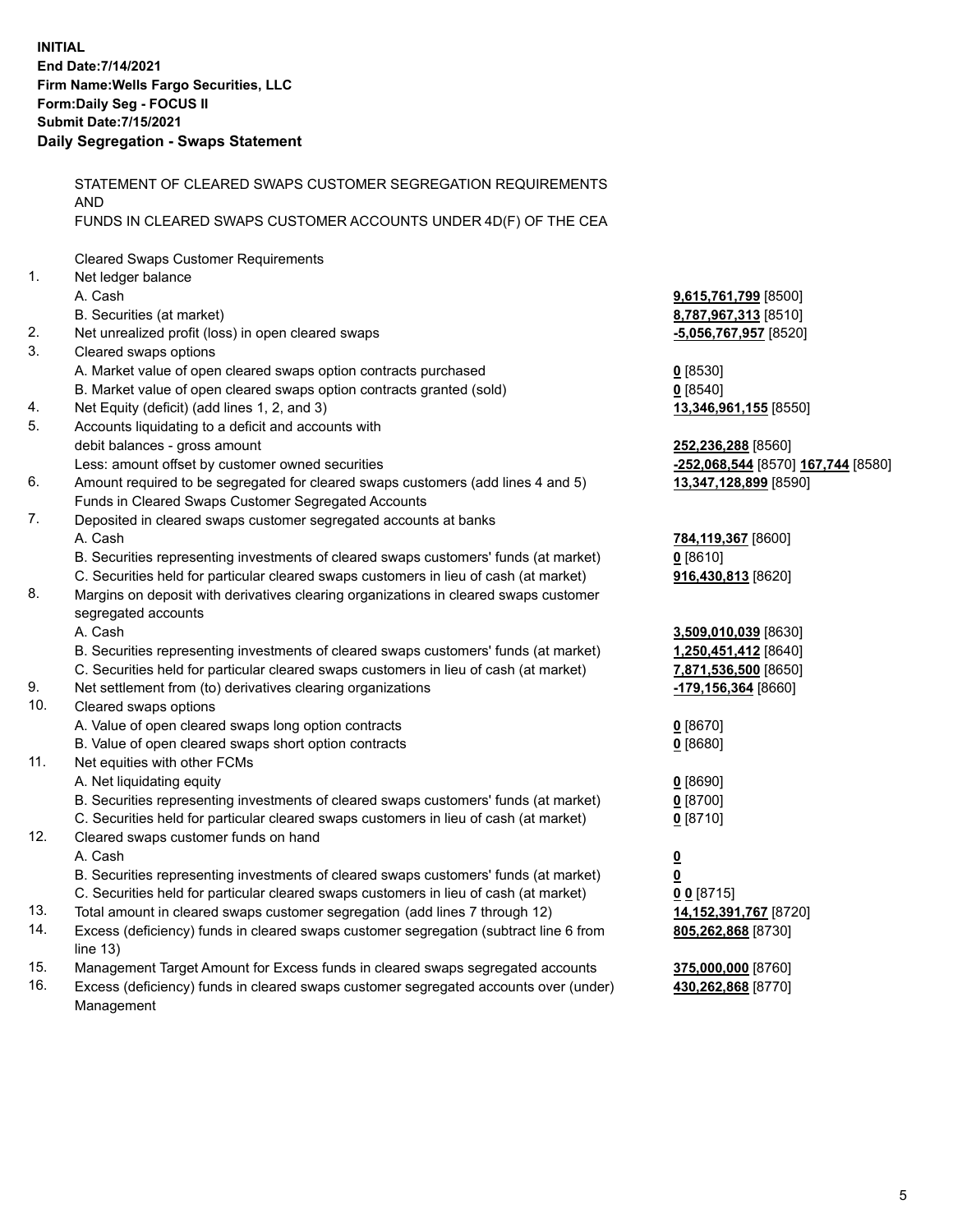**INITIAL**
**End Date:7/14/2021**
**Firm Name:Wells Fargo Securities, LLC**
**Form:Daily Seg - FOCUS II**
**Submit Date:7/15/2021**
**Daily Segregation - Swaps Statement**

STATEMENT OF CLEARED SWAPS CUSTOMER SEGREGATION REQUIREMENTS AND FUNDS IN CLEARED SWAPS CUSTOMER ACCOUNTS UNDER 4D(F) OF THE CEA

| | | |
|---|---|---|
| | Cleared Swaps Customer Requirements | |
| 1. | Net ledger balance | |
| | A. Cash | **9,615,761,799** [8500] |
| | B. Securities (at market) | **8,787,967,313** [8510] |
| 2. | Net unrealized profit (loss) in open cleared swaps | **-5,056,767,957** [8520] |
| 3. | Cleared swaps options | |
| | A. Market value of open cleared swaps option contracts purchased | **0** [8530] |
| | B. Market value of open cleared swaps option contracts granted (sold) | **0** [8540] |
| 4. | Net Equity (deficit) (add lines 1, 2, and 3) | **13,346,961,155** [8550] |
| 5. | Accounts liquidating to a deficit and accounts with debit balances - gross amount | **252,236,288** [8560] |
| | Less: amount offset by customer owned securities | **-252,068,544** [8570] **167,744** [8580] |
| 6. | Amount required to be segregated for cleared swaps customers (add lines 4 and 5) | **13,347,128,899** [8590] |
| | Funds in Cleared Swaps Customer Segregated Accounts | |
| 7. | Deposited in cleared swaps customer segregated accounts at banks | |
| | A. Cash | **784,119,367** [8600] |
| | B. Securities representing investments of cleared swaps customers' funds (at market) | **0** [8610] |
| | C. Securities held for particular cleared swaps customers in lieu of cash (at market) | **916,430,813** [8620] |
| 8. | Margins on deposit with derivatives clearing organizations in cleared swaps customer segregated accounts | |
| | A. Cash | **3,509,010,039** [8630] |
| | B. Securities representing investments of cleared swaps customers' funds (at market) | **1,250,451,412** [8640] |
| | C. Securities held for particular cleared swaps customers in lieu of cash (at market) | **7,871,536,500** [8650] |
| 9. | Net settlement from (to) derivatives clearing organizations | **-179,156,364** [8660] |
| 10. | Cleared swaps options | |
| | A. Value of open cleared swaps long option contracts | **0** [8670] |
| | B. Value of open cleared swaps short option contracts | **0** [8680] |
| 11. | Net equities with other FCMs | |
| | A. Net liquidating equity | **0** [8690] |
| | B. Securities representing investments of cleared swaps customers' funds (at market) | **0** [8700] |
| | C. Securities held for particular cleared swaps customers in lieu of cash (at market) | **0** [8710] |
| 12. | Cleared swaps customer funds on hand | |
| | A. Cash | **0** |
| | B. Securities representing investments of cleared swaps customers' funds (at market) | **0** |
| | C. Securities held for particular cleared swaps customers in lieu of cash (at market) | **0** **0** [8715] |
| 13. | Total amount in cleared swaps customer segregation (add lines 7 through 12) | **14,152,391,767** [8720] |
| 14. | Excess (deficiency) funds in cleared swaps customer segregation (subtract line 6 from line 13) | **805,262,868** [8730] |
| 15. | Management Target Amount for Excess funds in cleared swaps segregated accounts | **375,000,000** [8760] |
| 16. | Excess (deficiency) funds in cleared swaps customer segregated accounts over (under) Management | **430,262,868** [8770] |